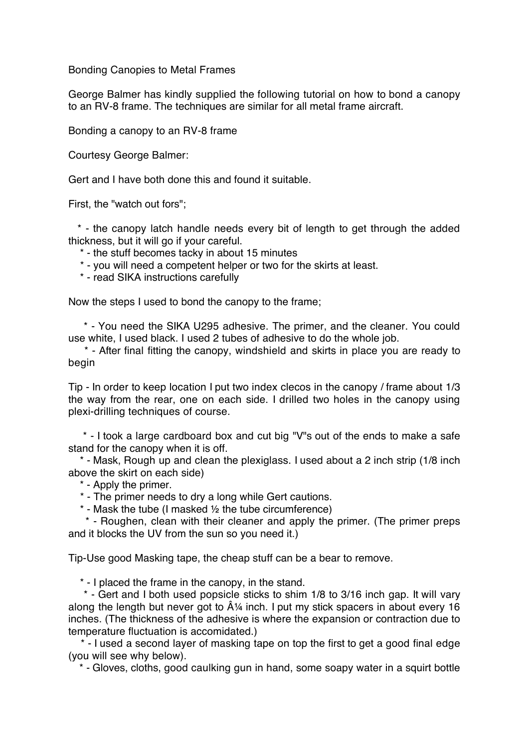# Bonding Canopies to Metal Frames

George Balmer has kindly supplied the following tutorial on how to bond a canopy to an RV-8 frame. The techniques are similar for all metal frame aircraft.

## Bonding a canopy to an RV-8 frame

Courtesy George Balmer:

Gert and I have both done this and found it suitable.

First, the "watch out fors";

* - the canopy latch handle needs every bit of length to get through the added thickness, but it will go if your careful.
* - the stuff becomes tacky in about 15 minutes
* - you will need a competent helper or two for the skirts at least.
* - read SIKA instructions carefully

Now the steps I used to bond the canopy to the frame;

* - You need the SIKA U295 adhesive. The primer, and the cleaner. You could use white, I used black. I used 2 tubes of adhesive to do the whole job.
* - After final fitting the canopy, windshield and skirts in place you are ready to begin

Tip - In order to keep location I put two index clecos in the canopy / frame about 1/3 the way from the rear, one on each side. I drilled two holes in the canopy using plexi-drilling techniques of course.

* - I took a large cardboard box and cut big "V"s out of the ends to make a safe stand for the canopy when it is off.
* - Mask, Rough up and clean the plexiglass. I used about a 2 inch strip (1/8 inch above the skirt on each side)
* - Apply the primer.
* - The primer needs to dry a long while Gert cautions.
* - Mask the tube (I masked ½ the tube circumference)
* - Roughen, clean with their cleaner and apply the primer. (The primer preps and it blocks the UV from the sun so you need it.)

Tip-Use good Masking tape, the cheap stuff can be a bear to remove.

* - I placed the frame in the canopy, in the stand.
* - Gert and I both used popsicle sticks to shim 1/8 to 3/16 inch gap. It will vary along the length but never got to Â¼ inch. I put my stick spacers in about every 16 inches. (The thickness of the adhesive is where the expansion or contraction due to temperature fluctuation is accomidated.)
* - I used a second layer of masking tape on top the first to get a good final edge (you will see why below).
* - Gloves, cloths, good caulking gun in hand, some soapy water in a squirt bottle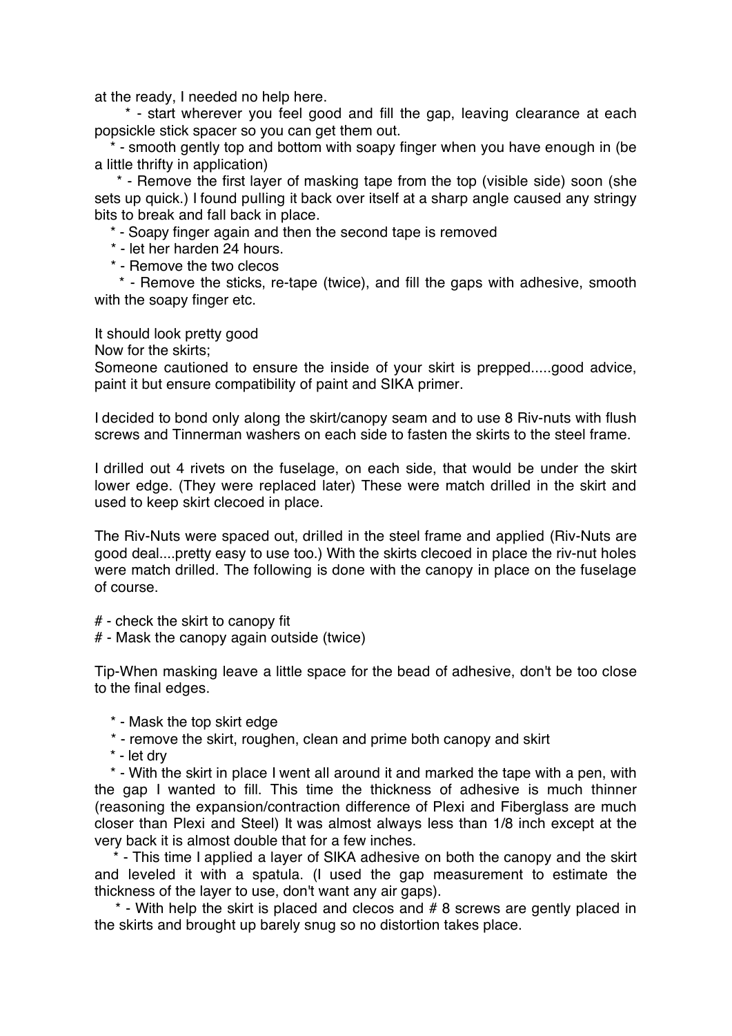at the ready, I needed no help here.

 * - start wherever you feel good and fill the gap, leaving clearance at each popsickle stick spacer so you can get them out.

 * - smooth gently top and bottom with soapy finger when you have enough in (be a little thrifty in application)

 * - Remove the first layer of masking tape from the top (visible side) soon (she sets up quick.) I found pulling it back over itself at a sharp angle caused any stringy bits to break and fall back in place.

 * - Soapy finger again and then the second tape is removed

 * - let her harden 24 hours.

 * - Remove the two clecos

 * - Remove the sticks, re-tape (twice), and fill the gaps with adhesive, smooth with the soapy finger etc.

It should look pretty good

Now for the skirts;

Someone cautioned to ensure the inside of your skirt is prepped.....good advice, paint it but ensure compatibility of paint and SIKA primer.

I decided to bond only along the skirt/canopy seam and to use 8 Riv-nuts with flush screws and Tinnerman washers on each side to fasten the skirts to the steel frame.

I drilled out 4 rivets on the fuselage, on each side, that would be under the skirt lower edge. (They were replaced later) These were match drilled in the skirt and used to keep skirt clecoed in place.

The Riv-Nuts were spaced out, drilled in the steel frame and applied (Riv-Nuts are good deal....pretty easy to use too.) With the skirts clecoed in place the riv-nut holes were match drilled. The following is done with the canopy in place on the fuselage of course.

# - check the skirt to canopy fit

# - Mask the canopy again outside (twice)

Tip-When masking leave a little space for the bead of adhesive, don't be too close to the final edges.

 * - Mask the top skirt edge

 * - remove the skirt, roughen, clean and prime both canopy and skirt

 * - let dry

 * - With the skirt in place I went all around it and marked the tape with a pen, with the gap I wanted to fill. This time the thickness of adhesive is much thinner (reasoning the expansion/contraction difference of Plexi and Fiberglass are much closer than Plexi and Steel) It was almost always less than 1/8 inch except at the very back it is almost double that for a few inches.

 * - This time I applied a layer of SIKA adhesive on both the canopy and the skirt and leveled it with a spatula. (I used the gap measurement to estimate the thickness of the layer to use, don't want any air gaps).

 * - With help the skirt is placed and clecos and # 8 screws are gently placed in the skirts and brought up barely snug so no distortion takes place.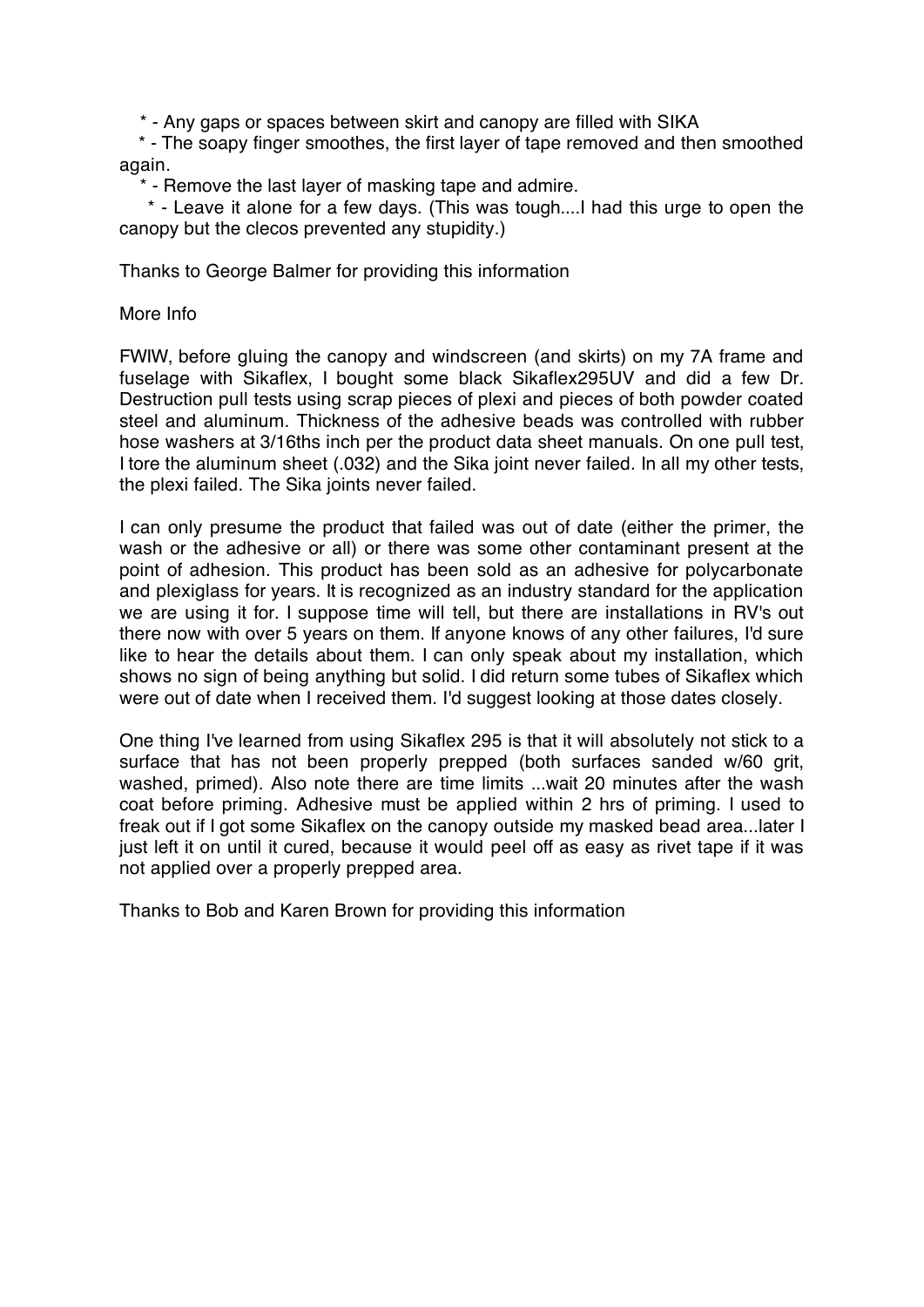* - Any gaps or spaces between skirt and canopy are filled with SIKA
* - The soapy finger smoothes, the first layer of tape removed and then smoothed again.
* - Remove the last layer of masking tape and admire.
* - Leave it alone for a few days. (This was tough....I had this urge to open the canopy but the clecos prevented any stupidity.)

Thanks to George Balmer for providing this information

More Info

FWIW, before gluing the canopy and windscreen (and skirts) on my 7A frame and fuselage with Sikaflex, I bought some black Sikaflex295UV and did a few Dr. Destruction pull tests using scrap pieces of plexi and pieces of both powder coated steel and aluminum. Thickness of the adhesive beads was controlled with rubber hose washers at 3/16ths inch per the product data sheet manuals. On one pull test, I tore the aluminum sheet (.032) and the Sika joint never failed. In all my other tests, the plexi failed. The Sika joints never failed.

I can only presume the product that failed was out of date (either the primer, the wash or the adhesive or all) or there was some other contaminant present at the point of adhesion. This product has been sold as an adhesive for polycarbonate and plexiglass for years. It is recognized as an industry standard for the application we are using it for. I suppose time will tell, but there are installations in RV's out there now with over 5 years on them. If anyone knows of any other failures, I'd sure like to hear the details about them. I can only speak about my installation, which shows no sign of being anything but solid. I did return some tubes of Sikaflex which were out of date when I received them. I'd suggest looking at those dates closely.

One thing I've learned from using Sikaflex 295 is that it will absolutely not stick to a surface that has not been properly prepped (both surfaces sanded w/60 grit, washed, primed). Also note there are time limits ...wait 20 minutes after the wash coat before priming. Adhesive must be applied within 2 hrs of priming. I used to freak out if I got some Sikaflex on the canopy outside my masked bead area...later I just left it on until it cured, because it would peel off as easy as rivet tape if it was not applied over a properly prepped area.

Thanks to Bob and Karen Brown for providing this information